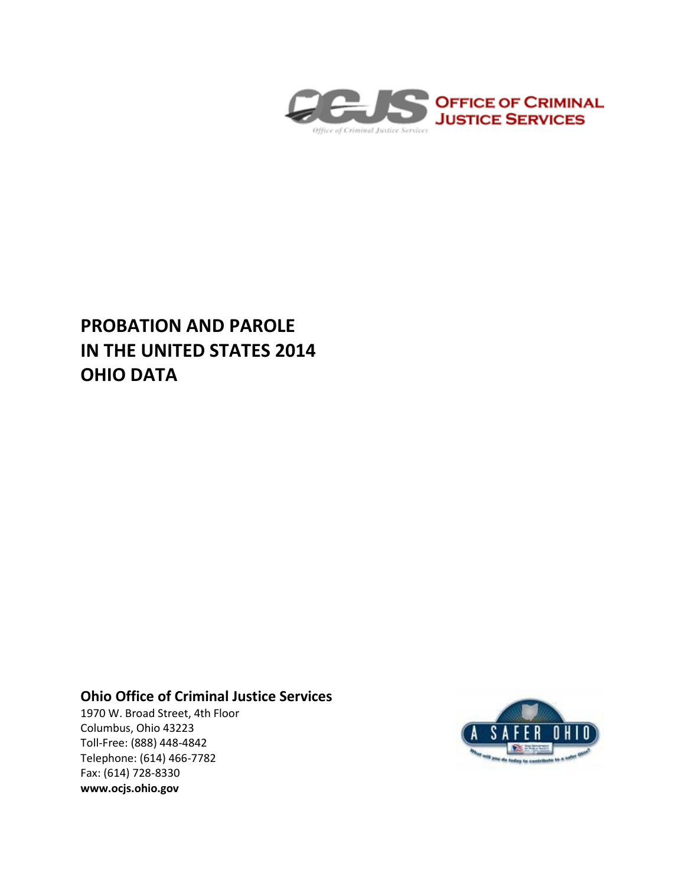OFFICE OF CRIMINAL JUSTICE SERVICES

# PROBATION AND PAROLE IN THE UNITED STATES 2014 OHIO DATA

**Ohio Office of Criminal Justice Services**

1970 W. Broad Street, 4th Floor
Columbus, Ohio 43223
Toll-Free: (888) 448-4842
Telephone: (614) 466-7782
Fax: (614) 728-8330
**www.ocjs.ohio.gov**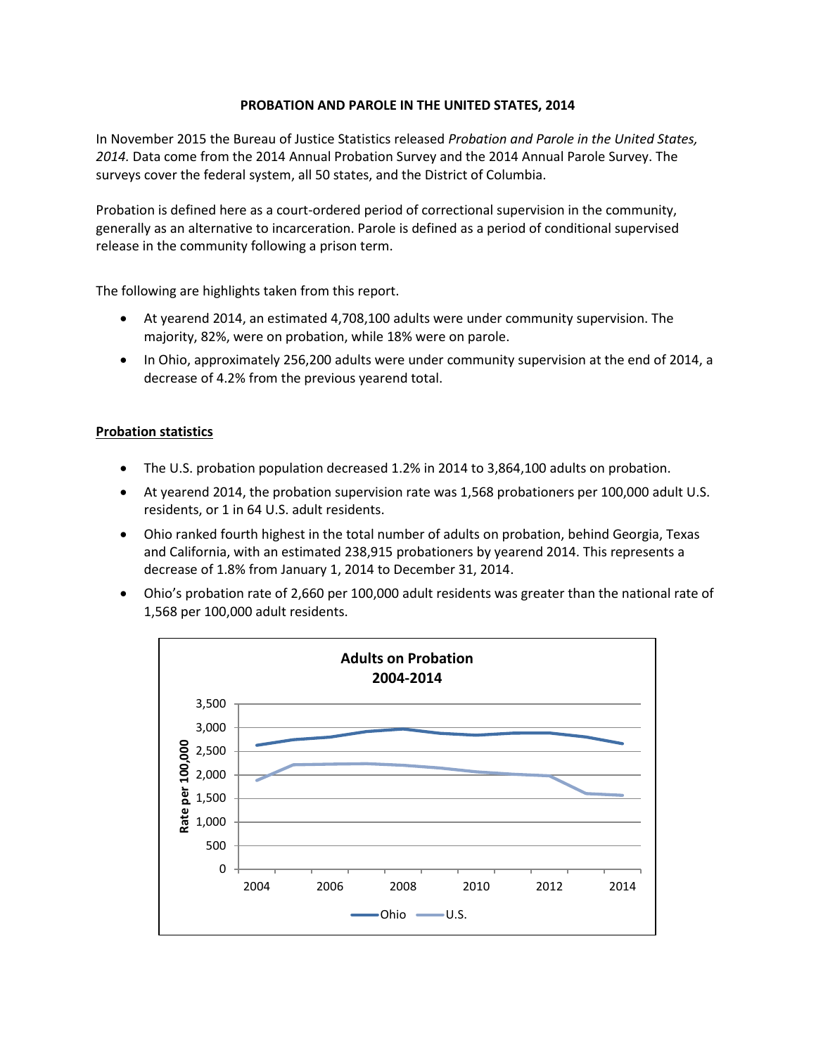**PROBATION AND PAROLE IN THE UNITED STATES, 2014**

In November 2015 the Bureau of Justice Statistics released *Probation and Parole in the United States, 2014.* Data come from the 2014 Annual Probation Survey and the 2014 Annual Parole Survey. The surveys cover the federal system, all 50 states, and the District of Columbia.

Probation is defined here as a court-ordered period of correctional supervision in the community, generally as an alternative to incarceration. Parole is defined as a period of conditional supervised release in the community following a prison term.

The following are highlights taken from this report.

- At yearend 2014, an estimated 4,708,100 adults were under community supervision. The majority, 82%, were on probation, while 18% were on parole.
- In Ohio, approximately 256,200 adults were under community supervision at the end of 2014, a decrease of 4.2% from the previous yearend total.

<u>**Probation statistics**</u>

- The U.S. probation population decreased 1.2% in 2014 to 3,864,100 adults on probation.
- At yearend 2014, the probation supervision rate was 1,568 probationers per 100,000 adult U.S. residents, or 1 in 64 U.S. adult residents.
- Ohio ranked fourth highest in the total number of adults on probation, behind Georgia, Texas and California, with an estimated 238,915 probationers by yearend 2014. This represents a decrease of 1.8% from January 1, 2014 to December 31, 2014.
- Ohio's probation rate of 2,660 per 100,000 adult residents was greater than the national rate of 1,568 per 100,000 adult residents.

**Adults on Probation 2004-2014**

Rate per 100,000

Legend: Ohio, U.S.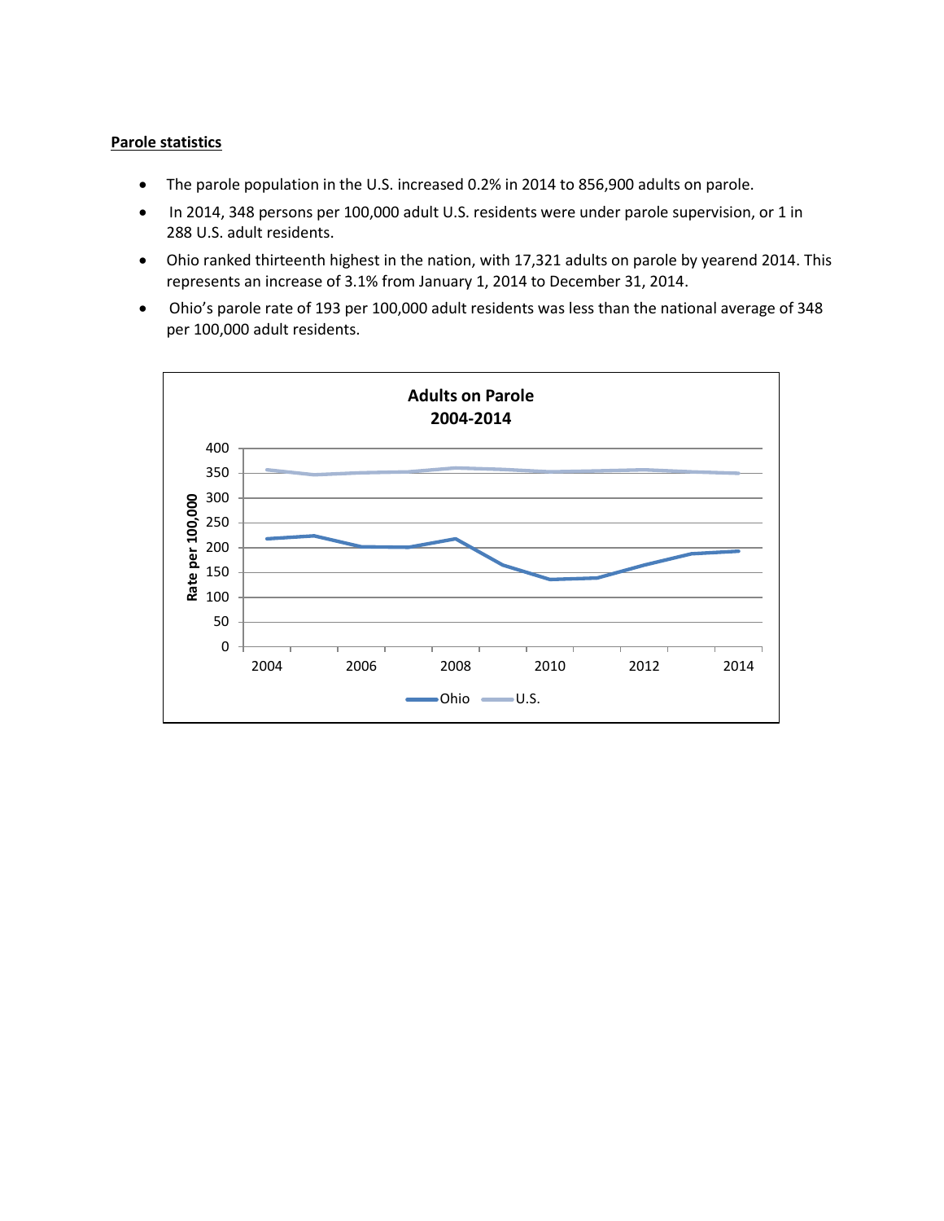**Parole statistics**

- The parole population in the U.S. increased 0.2% in 2014 to 856,900 adults on parole.
- In 2014, 348 persons per 100,000 adult U.S. residents were under parole supervision, or 1 in 288 U.S. adult residents.
- Ohio ranked thirteenth highest in the nation, with 17,321 adults on parole by yearend 2014. This represents an increase of 3.1% from January 1, 2014 to December 31, 2014.
- Ohio's parole rate of 193 per 100,000 adult residents was less than the national average of 348 per 100,000 adult residents.

**Adults on Parole**
**2004-2014**

Rate per 100,000

Ohio — U.S.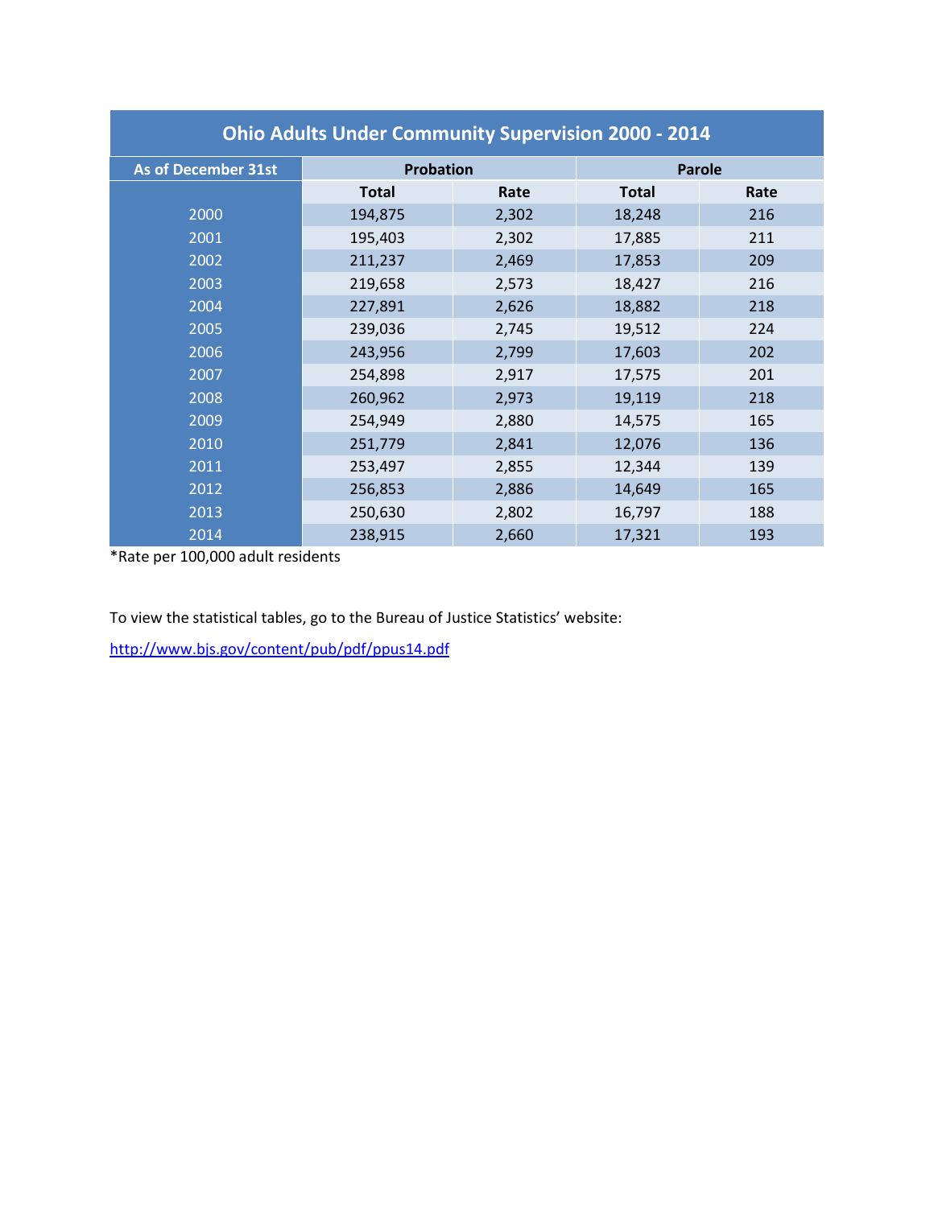| Ohio Adults Under Community Supervision 2000 - 2014 | | | | |
|---|---|---|---|---|
| As of December 31st | Probation | | Parole | |
| | Total | Rate | Total | Rate |
| 2000 | 194,875 | 2,302 | 18,248 | 216 |
| 2001 | 195,403 | 2,302 | 17,885 | 211 |
| 2002 | 211,237 | 2,469 | 17,853 | 209 |
| 2003 | 219,658 | 2,573 | 18,427 | 216 |
| 2004 | 227,891 | 2,626 | 18,882 | 218 |
| 2005 | 239,036 | 2,745 | 19,512 | 224 |
| 2006 | 243,956 | 2,799 | 17,603 | 202 |
| 2007 | 254,898 | 2,917 | 17,575 | 201 |
| 2008 | 260,962 | 2,973 | 19,119 | 218 |
| 2009 | 254,949 | 2,880 | 14,575 | 165 |
| 2010 | 251,779 | 2,841 | 12,076 | 136 |
| 2011 | 253,497 | 2,855 | 12,344 | 139 |
| 2012 | 256,853 | 2,886 | 14,649 | 165 |
| 2013 | 250,630 | 2,802 | 16,797 | 188 |
| 2014 | 238,915 | 2,660 | 17,321 | 193 |

*Rate per 100,000 adult residents

To view the statistical tables, go to the Bureau of Justice Statistics' website:

http://www.bjs.gov/content/pub/pdf/ppus14.pdf